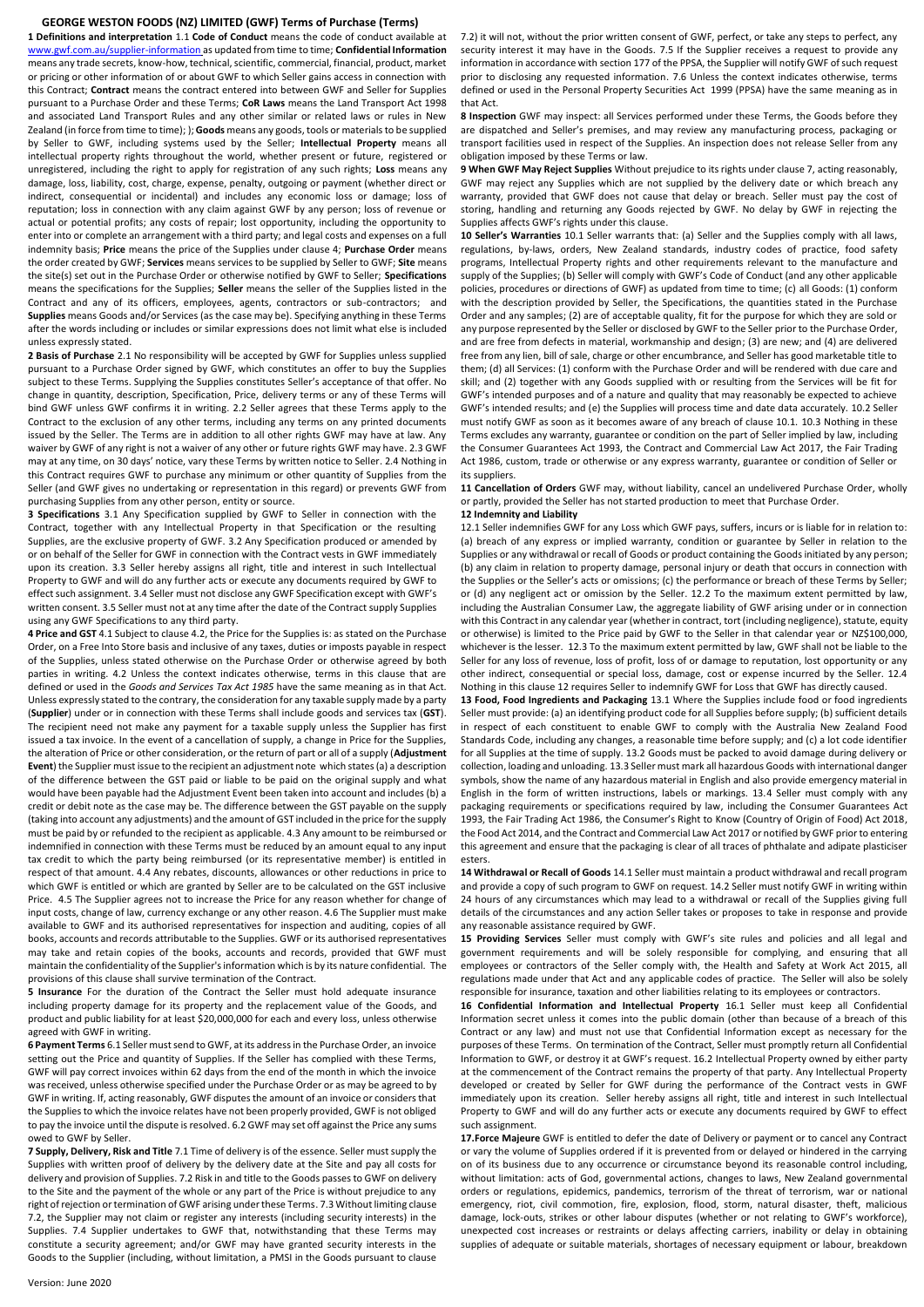## GEORGE WESTON FOODS (NZ) LIMITED (GWF) Terms of Purchase (Terms)

**1 Definitions and interpretation** 1.1 **Code of Conduct** means the code of conduct available at www.gwf.com.au/supplier-information as updated from time to time; **Confidential Information** means any trade secrets, know-how, technical, scientific, commercial, financial, product, market or pricing or other information of or about GWF to which Seller gains access in connection with this Contract; **Contract** means the contract entered into between GWF and Seller for Supplies pursuant to a Purchase Order and these Terms; **CoR Laws** means the Land Transport Act 1998 and associated Land Transport Rules and any other similar or related laws or rules in New Zealand (in force from time to time); ); **Goods** means any goods, tools or materials to be supplied by Seller to GWF, including systems used by the Seller; **Intellectual Property** means all intellectual property rights throughout the world, whether present or future, registered or unregistered, including the right to apply for registration of any such rights; **Loss** means any damage, loss, liability, cost, charge, expense, penalty, outgoing or payment (whether direct or indirect, consequential or incidental) and includes any economic loss or damage; loss of reputation; loss in connection with any claim against GWF by any person; loss of revenue or actual or potential profits; any costs of repair; lost opportunity, including the opportunity to enter into or complete an arrangement with a third party; and legal costs and expenses on a full indemnity basis; **Price** means the price of the Supplies under clause 4; **Purchase Order** means the order created by GWF; **Services** means services to be supplied by Seller to GWF; **Site** means the site(s) set out in the Purchase Order or otherwise notified by GWF to Seller; **Specifications** means the specifications for the Supplies; **Seller** means the seller of the Supplies listed in the Contract and any of its officers, employees, agents, contractors or sub-contractors; and **Supplies** means Goods and/or Services (as the case may be). Specifying anything in these Terms after the words including or includes or similar expressions does not limit what else is included unless expressly stated.

**2 Basis of Purchase** 2.1 No responsibility will be accepted by GWF for Supplies unless supplied pursuant to a Purchase Order signed by GWF, which constitutes an offer to buy the Supplies subject to these Terms. Supplying the Supplies constitutes Seller's acceptance of that offer. No change in quantity, description, Specification, Price, delivery terms or any of these Terms will bind GWF unless GWF confirms it in writing. 2.2 Seller agrees that these Terms apply to the Contract to the exclusion of any other terms, including any terms on any printed documents issued by the Seller. The Terms are in addition to all other rights GWF may have at law. Any waiver by GWF of any right is not a waiver of any other or future rights GWF may have. 2.3 GWF may at any time, on 30 days' notice, vary these Terms by written notice to Seller. 2.4 Nothing in this Contract requires GWF to purchase any minimum or other quantity of Supplies from the Seller (and GWF gives no undertaking or representation in this regard) or prevents GWF from purchasing Supplies from any other person, entity or source.

**3 Specifications** 3.1 Any Specification supplied by GWF to Seller in connection with the Contract, together with any Intellectual Property in that Specification or the resulting Supplies, are the exclusive property of GWF. 3.2 Any Specification produced or amended by or on behalf of the Seller for GWF in connection with the Contract vests in GWF immediately upon its creation. 3.3 Seller hereby assigns all right, title and interest in such Intellectual Property to GWF and will do any further acts or execute any documents required by GWF to effect such assignment. 3.4 Seller must not disclose any GWF Specification except with GWF's written consent. 3.5 Seller must not at any time after the date of the Contract supply Supplies using any GWF Specifications to any third party.

**4 Price and GST** 4.1 Subject to clause 4.2, the Price for the Supplies is: as stated on the Purchase Order, on a Free Into Store basis and inclusive of any taxes, duties or imposts payable in respect of the Supplies, unless stated otherwise on the Purchase Order or otherwise agreed by both parties in writing. 4.2 Unless the context indicates otherwise, terms in this clause that are defined or used in the *Goods and Services Tax Act 1985* have the same meaning as in that Act. Unless expressly stated to the contrary, the consideration for any taxable supply made by a party (**Supplier**) under or in connection with these Terms shall include goods and services tax (**GST**). The recipient need not make any payment for a taxable supply unless the Supplier has first issued a tax invoice. In the event of a cancellation of supply, a change in Price for the Supplies, the alteration of Price or other consideration, or the return of part or all of a supply (**Adjustment Event**) the Supplier must issue to the recipient an adjustment note which states (a) a description of the difference between the GST paid or liable to be paid on the original supply and what would have been payable had the Adjustment Event been taken into account and includes (b) a credit or debit note as the case may be. The difference between the GST payable on the supply (taking into account any adjustments) and the amount of GST included in the price for the supply must be paid by or refunded to the recipient as applicable. 4.3 Any amount to be reimbursed or indemnified in connection with these Terms must be reduced by an amount equal to any input tax credit to which the party being reimbursed (or its representative member) is entitled in respect of that amount. 4.4 Any rebates, discounts, allowances or other reductions in price to which GWF is entitled or which are granted by Seller are to be calculated on the GST inclusive Price. 4.5 The Supplier agrees not to increase the Price for any reason whether for change of input costs, change of law, currency exchange or any other reason. 4.6 The Supplier must make available to GWF and its authorised representatives for inspection and auditing, copies of all books, accounts and records attributable to the Supplies. GWF or its authorised representatives may take and retain copies of the books, accounts and records, provided that GWF must maintain the confidentiality of the Supplier's information which is by its nature confidential. The provisions of this clause shall survive termination of the Contract.

**5 Insurance** For the duration of the Contract the Seller must hold adequate insurance including property damage for its property and the replacement value of the Goods, and product and public liability for at least $20,000,000 for each and every loss, unless otherwise agreed with GWF in writing.

**6 Payment Terms** 6.1 Seller must send to GWF, at its address in the Purchase Order, an invoice setting out the Price and quantity of Supplies. If the Seller has complied with these Terms, GWF will pay correct invoices within 62 days from the end of the month in which the invoice was received, unless otherwise specified under the Purchase Order or as may be agreed to by GWF in writing. If, acting reasonably, GWF disputes the amount of an invoice or considers that the Supplies to which the invoice relates have not been properly provided, GWF is not obliged to pay the invoice until the dispute is resolved. 6.2 GWF may set off against the Price any sums owed to GWF by Seller.

**7 Supply, Delivery, Risk and Title** 7.1 Time of delivery is of the essence. Seller must supply the Supplies with written proof of delivery by the delivery date at the Site and pay all costs for delivery and provision of Supplies. 7.2 Risk in and title to the Goods passes to GWF on delivery to the Site and the payment of the whole or any part of the Price is without prejudice to any right of rejection or termination of GWF arising under these Terms. 7.3 Without limiting clause 7.2, the Supplier may not claim or register any interests (including security interests) in the Supplies. 7.4 Supplier undertakes to GWF that, notwithstanding that these Terms may constitute a security agreement; and/or GWF may have granted security interests in the Goods to the Supplier (including, without limitation, a PMSI in the Goods pursuant to clause 7.2) it will not, without the prior written consent of GWF, perfect, or take any steps to perfect, any security interest it may have in the Goods. 7.5 If the Supplier receives a request to provide any information in accordance with section 177 of the PPSA, the Supplier will notify GWF of such request prior to disclosing any requested information. 7.6 Unless the context indicates otherwise, terms defined or used in the Personal Property Securities Act 1999 (PPSA) have the same meaning as in that Act.

**8 Inspection** GWF may inspect: all Services performed under these Terms, the Goods before they are dispatched and Seller's premises, and may review any manufacturing process, packaging or transport facilities used in respect of the Supplies. An inspection does not release Seller from any obligation imposed by these Terms or law.

**9 When GWF May Reject Supplies** Without prejudice to its rights under clause 7, acting reasonably, GWF may reject any Supplies which are not supplied by the delivery date or which breach any warranty, provided that GWF does not cause that delay or breach. Seller must pay the cost of storing, handling and returning any Goods rejected by GWF. No delay by GWF in rejecting the Supplies affects GWF's rights under this clause.

**10 Seller's Warranties** 10.1 Seller warrants that: (a) Seller and the Supplies comply with all laws, regulations, by-laws, orders, New Zealand standards, industry codes of practice, food safety programs, Intellectual Property rights and other requirements relevant to the manufacture and supply of the Supplies; (b) Seller will comply with GWF's Code of Conduct (and any other applicable policies, procedures or directions of GWF) as updated from time to time; (c) all Goods: (1) conform with the description provided by Seller, the Specifications, the quantities stated in the Purchase Order and any samples; (2) are of acceptable quality, fit for the purpose for which they are sold or any purpose represented by the Seller or disclosed by GWF to the Seller prior to the Purchase Order, and are free from defects in material, workmanship and design; (3) are new; and (4) are delivered free from any lien, bill of sale, charge or other encumbrance, and Seller has good marketable title to them; (d) all Services: (1) conform with the Purchase Order and will be rendered with due care and skill; and (2) together with any Goods supplied with or resulting from the Services will be fit for GWF's intended purposes and of a nature and quality that may reasonably be expected to achieve GWF's intended results; and (e) the Supplies will process time and date data accurately. 10.2 Seller must notify GWF as soon as it becomes aware of any breach of clause 10.1. 10.3 Nothing in these Terms excludes any warranty, guarantee or condition on the part of Seller implied by law, including the Consumer Guarantees Act 1993, the Contract and Commercial Law Act 2017, the Fair Trading Act 1986, custom, trade or otherwise or any express warranty, guarantee or condition of Seller or its suppliers.

**11 Cancellation of Orders** GWF may, without liability, cancel an undelivered Purchase Order, wholly or partly, provided the Seller has not started production to meet that Purchase Order.

**12 Indemnity and Liability**

12.1 Seller indemnifies GWF for any Loss which GWF pays, suffers, incurs or is liable for in relation to: (a) breach of any express or implied warranty, condition or guarantee by Seller in relation to the Supplies or any withdrawal or recall of Goods or product containing the Goods initiated by any person; (b) any claim in relation to property damage, personal injury or death that occurs in connection with the Supplies or the Seller's acts or omissions; (c) the performance or breach of these Terms by Seller; or (d) any negligent act or omission by the Seller. 12.2 To the maximum extent permitted by law, including the Australian Consumer Law, the aggregate liability of GWF arising under or in connection with this Contract in any calendar year (whether in contract, tort (including negligence), statute, equity or otherwise) is limited to the Price paid by GWF to the Seller in that calendar year or NZ$100,000, whichever is the lesser. 12.3 To the maximum extent permitted by law, GWF shall not be liable to the Seller for any loss of revenue, loss of profit, loss of or damage to reputation, lost opportunity or any other indirect, consequential or special loss, damage, cost or expense incurred by the Seller. 12.4 Nothing in this clause 12 requires Seller to indemnify GWF for Loss that GWF has directly caused.

**13 Food, Food Ingredients and Packaging** 13.1 Where the Supplies include food or food ingredients Seller must provide: (a) an identifying product code for all Supplies before supply; (b) sufficient details in respect of each constituent to enable GWF to comply with the Australia New Zealand Food Standards Code, including any changes, a reasonable time before supply; and (c) a lot code identifier for all Supplies at the time of supply. 13.2 Goods must be packed to avoid damage during delivery or collection, loading and unloading. 13.3 Seller must mark all hazardous Goods with international danger symbols, show the name of any hazardous material in English and also provide emergency material in English in the form of written instructions, labels or markings. 13.4 Seller must comply with any packaging requirements or specifications required by law, including the Consumer Guarantees Act 1993, the Fair Trading Act 1986, the Consumer's Right to Know (Country of Origin of Food) Act 2018, the Food Act 2014, and the Contract and Commercial Law Act 2017 or notified by GWF prior to entering this agreement and ensure that the packaging is clear of all traces of phthalate and adipate plasticiser esters.

**14 Withdrawal or Recall of Goods** 14.1 Seller must maintain a product withdrawal and recall program and provide a copy of such program to GWF on request. 14.2 Seller must notify GWF in writing within 24 hours of any circumstances which may lead to a withdrawal or recall of the Supplies giving full details of the circumstances and any action Seller takes or proposes to take in response and provide any reasonable assistance required by GWF.

**15 Providing Services** Seller must comply with GWF's site rules and policies and all legal and government requirements and will be solely responsible for complying, and ensuring that all employees or contractors of the Seller comply with, the Health and Safety at Work Act 2015, all regulations made under that Act and any applicable codes of practice. The Seller will also be solely responsible for insurance, taxation and other liabilities relating to its employees or contractors.

**16 Confidential Information and Intellectual Property** 16.1 Seller must keep all Confidential Information secret unless it comes into the public domain (other than because of a breach of this Contract or any law) and must not use that Confidential Information except as necessary for the purposes of these Terms. On termination of the Contract, Seller must promptly return all Confidential Information to GWF, or destroy it at GWF's request. 16.2 Intellectual Property owned by either party at the commencement of the Contract remains the property of that party. Any Intellectual Property developed or created by Seller for GWF during the performance of the Contract vests in GWF immediately upon its creation. Seller hereby assigns all right, title and interest in such Intellectual Property to GWF and will do any further acts or execute any documents required by GWF to effect such assignment.

**17.Force Majeure** GWF is entitled to defer the date of Delivery or payment or to cancel any Contract or vary the volume of Supplies ordered if it is prevented from or delayed or hindered in the carrying on of its business due to any occurrence or circumstance beyond its reasonable control including, without limitation: acts of God, governmental actions, changes to laws, New Zealand governmental orders or regulations, epidemics, pandemics, terrorism of the threat of terrorism, war or national emergency, riot, civil commotion, fire, explosion, flood, storm, natural disaster, theft, malicious damage, lock-outs, strikes or other labour disputes (whether or not relating to GWF's workforce), unexpected cost increases or restraints or delays affecting carriers, inability or delay in obtaining supplies of adequate or suitable materials, shortages of necessary equipment or labour, breakdown

Version: June 2020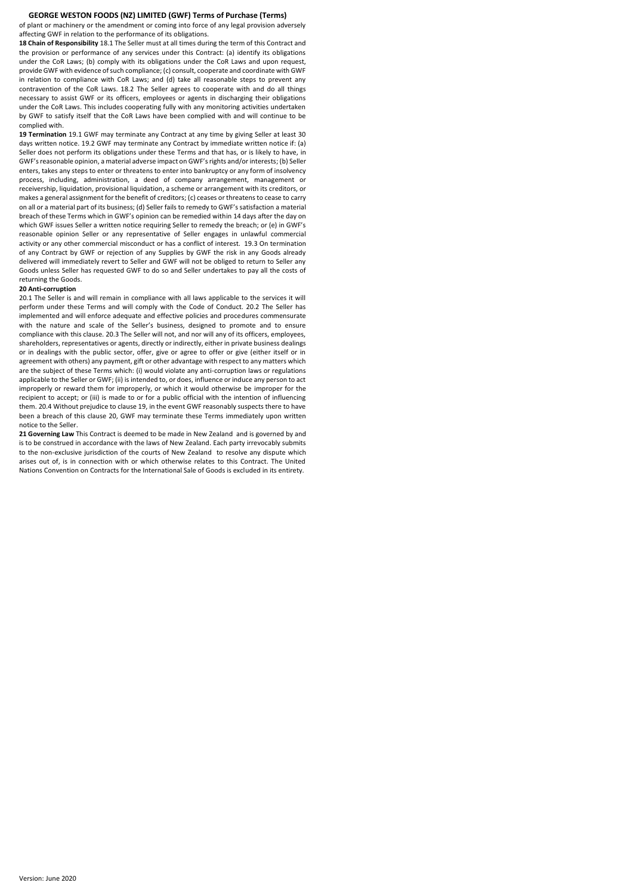of plant or machinery or the amendment or coming into force of any legal provision adversely affecting GWF in relation to the performance of its obligations.

**18 Chain of Responsibility** 18.1 The Seller must at all times during the term of this Contract and the provision or performance of any services under this Contract: (a) identify its obligations under the CoR Laws; (b) comply with its obligations under the CoR Laws and upon request, provide GWF with evidence of such compliance; (c) consult, cooperate and coordinate with GWF in relation to compliance with CoR Laws; and (d) take all reasonable steps to prevent any contravention of the CoR Laws. 18.2 The Seller agrees to cooperate with and do all things necessary to assist GWF or its officers, employees or agents in discharging their obligations under the CoR Laws. This includes cooperating fully with any monitoring activities undertaken by GWF to satisfy itself that the CoR Laws have been complied with and will continue to be complied with.

**19 Termination** 19.1 GWF may terminate any Contract at any time by giving Seller at least 30 days written notice. 19.2 GWF may terminate any Contract by immediate written notice if: (a) Seller does not perform its obligations under these Terms and that has, or is likely to have, in GWF's reasonable opinion, a material adverse impact on GWF's rights and/or interests; (b) Seller enters, takes any steps to enter or threatens to enter into bankruptcy or any form of insolvency process, including, administration, a deed of company arrangement, management or receivership, liquidation, provisional liquidation, a scheme or arrangement with its creditors, or makes a general assignment for the benefit of creditors; (c) ceases or threatens to cease to carry on all or a material part of its business; (d) Seller fails to remedy to GWF's satisfaction a material breach of these Terms which in GWF's opinion can be remedied within 14 days after the day on which GWF issues Seller a written notice requiring Seller to remedy the breach; or (e) in GWF's reasonable opinion Seller or any representative of Seller engages in unlawful commercial activity or any other commercial misconduct or has a conflict of interest. 19.3 On termination of any Contract by GWF or rejection of any Supplies by GWF the risk in any Goods already delivered will immediately revert to Seller and GWF will not be obliged to return to Seller any Goods unless Seller has requested GWF to do so and Seller undertakes to pay all the costs of returning the Goods.

**20 Anti-corruption**

20.1 The Seller is and will remain in compliance with all laws applicable to the services it will perform under these Terms and will comply with the Code of Conduct. 20.2 The Seller has implemented and will enforce adequate and effective policies and procedures commensurate with the nature and scale of the Seller's business, designed to promote and to ensure compliance with this clause. 20.3 The Seller will not, and nor will any of its officers, employees, shareholders, representatives or agents, directly or indirectly, either in private business dealings or in dealings with the public sector, offer, give or agree to offer or give (either itself or in agreement with others) any payment, gift or other advantage with respect to any matters which are the subject of these Terms which: (i) would violate any anti-corruption laws or regulations applicable to the Seller or GWF; (ii) is intended to, or does, influence or induce any person to act improperly or reward them for improperly, or which it would otherwise be improper for the recipient to accept; or (iii) is made to or for a public official with the intention of influencing them. 20.4 Without prejudice to clause 19, in the event GWF reasonably suspects there to have been a breach of this clause 20, GWF may terminate these Terms immediately upon written notice to the Seller.

**21 Governing Law** This Contract is deemed to be made in New Zealand and is governed by and is to be construed in accordance with the laws of New Zealand. Each party irrevocably submits to the non-exclusive jurisdiction of the courts of New Zealand to resolve any dispute which arises out of, is in connection with or which otherwise relates to this Contract. The United Nations Convention on Contracts for the International Sale of Goods is excluded in its entirety.